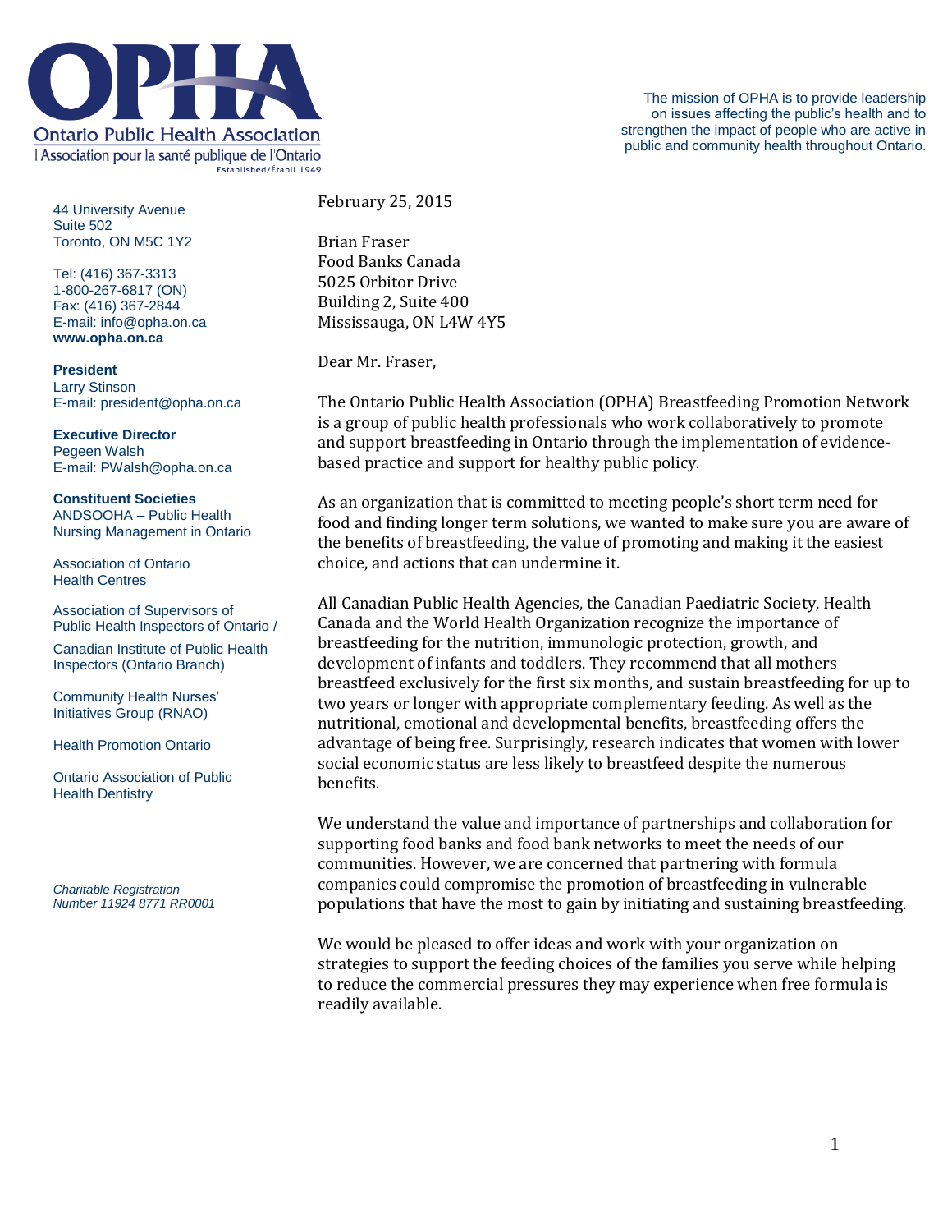**Ontario Public Health Association**
l'Association pour la santé publique de l'Ontario
Established/Établi 1949

The mission of OPHA is to provide leadership on issues affecting the public's health and to strengthen the impact of people who are active in public and community health throughout Ontario.

44 University Avenue
Suite 502
Toronto, ON M5C 1Y2

Tel: (416) 367-3313
1-800-267-6817 (ON)
Fax: (416) 367-2844
E-mail: info@opha.on.ca
**www.opha.on.ca**

**President**
Larry Stinson
E-mail: president@opha.on.ca

**Executive Director**
Pegeen Walsh
E-mail: PWalsh@opha.on.ca

**Constituent Societies**
ANDSOOHA – Public Health Nursing Management in Ontario

Association of Ontario Health Centres

Association of Supervisors of Public Health Inspectors of Ontario /

Canadian Institute of Public Health Inspectors (Ontario Branch)

Community Health Nurses' Initiatives Group (RNAO)

Health Promotion Ontario

Ontario Association of Public Health Dentistry

*Charitable Registration Number 11924 8771 RR0001*

February 25, 2015

Brian Fraser
Food Banks Canada
5025 Orbitor Drive
Building 2, Suite 400
Mississauga, ON L4W 4Y5

Dear Mr. Fraser,

The Ontario Public Health Association (OPHA) Breastfeeding Promotion Network is a group of public health professionals who work collaboratively to promote and support breastfeeding in Ontario through the implementation of evidence-based practice and support for healthy public policy.

As an organization that is committed to meeting people's short term need for food and finding longer term solutions, we wanted to make sure you are aware of the benefits of breastfeeding, the value of promoting and making it the easiest choice, and actions that can undermine it.

All Canadian Public Health Agencies, the Canadian Paediatric Society, Health Canada and the World Health Organization recognize the importance of breastfeeding for the nutrition, immunologic protection, growth, and development of infants and toddlers. They recommend that all mothers breastfeed exclusively for the first six months, and sustain breastfeeding for up to two years or longer with appropriate complementary feeding. As well as the nutritional, emotional and developmental benefits, breastfeeding offers the advantage of being free. Surprisingly, research indicates that women with lower social economic status are less likely to breastfeed despite the numerous benefits.

We understand the value and importance of partnerships and collaboration for supporting food banks and food bank networks to meet the needs of our communities. However, we are concerned that partnering with formula companies could compromise the promotion of breastfeeding in vulnerable populations that have the most to gain by initiating and sustaining breastfeeding.

We would be pleased to offer ideas and work with your organization on strategies to support the feeding choices of the families you serve while helping to reduce the commercial pressures they may experience when free formula is readily available.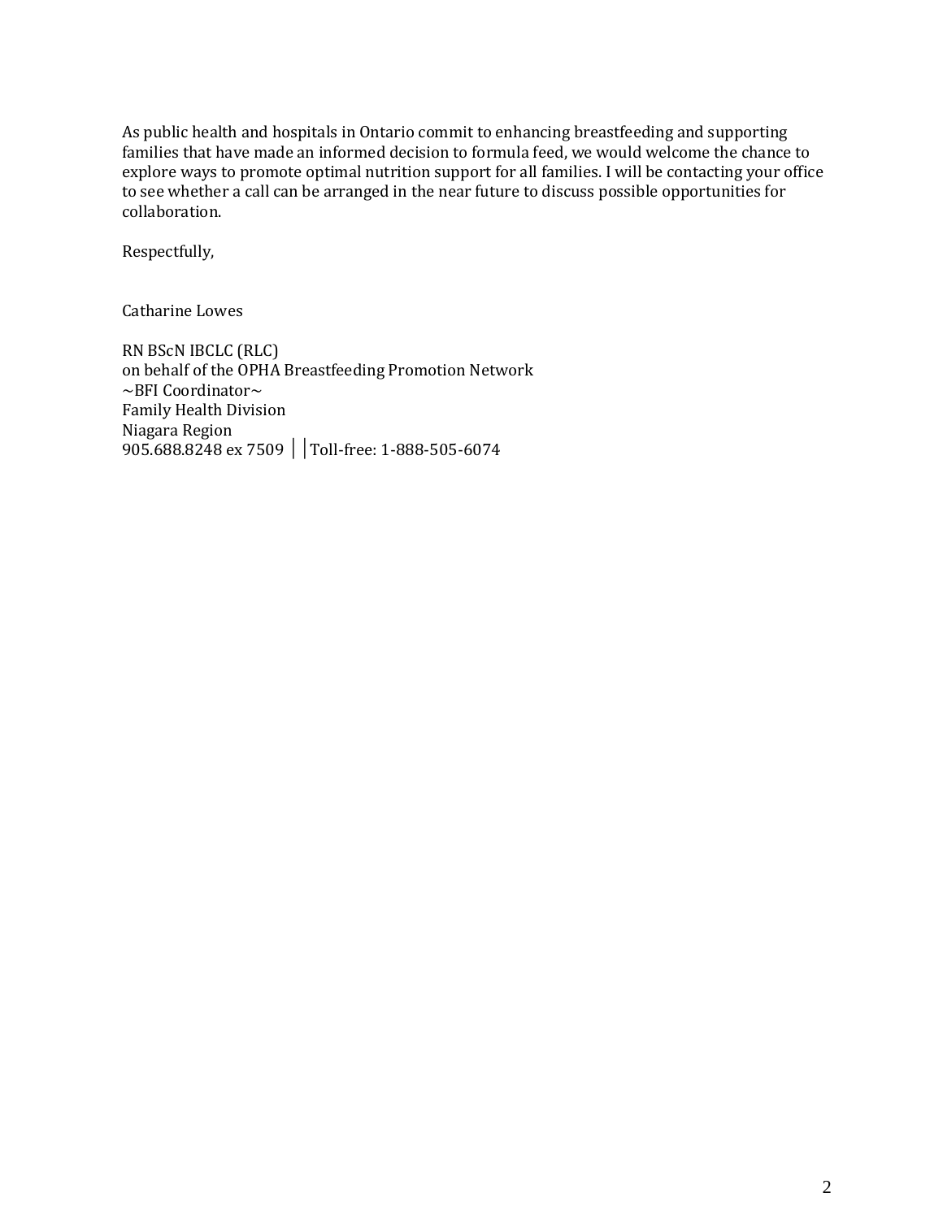As public health and hospitals in Ontario commit to enhancing breastfeeding and supporting families that have made an informed decision to formula feed, we would welcome the chance to explore ways to promote optimal nutrition support for all families. I will be contacting your office to see whether a call can be arranged in the near future to discuss possible opportunities for collaboration.

Respectfully,

Catharine Lowes

RN BScN IBCLC (RLC)
on behalf of the OPHA Breastfeeding Promotion Network
~BFI Coordinator~
Family Health Division
Niagara Region
905.688.8248 ex 7509 | |Toll-free: 1-888-505-6074